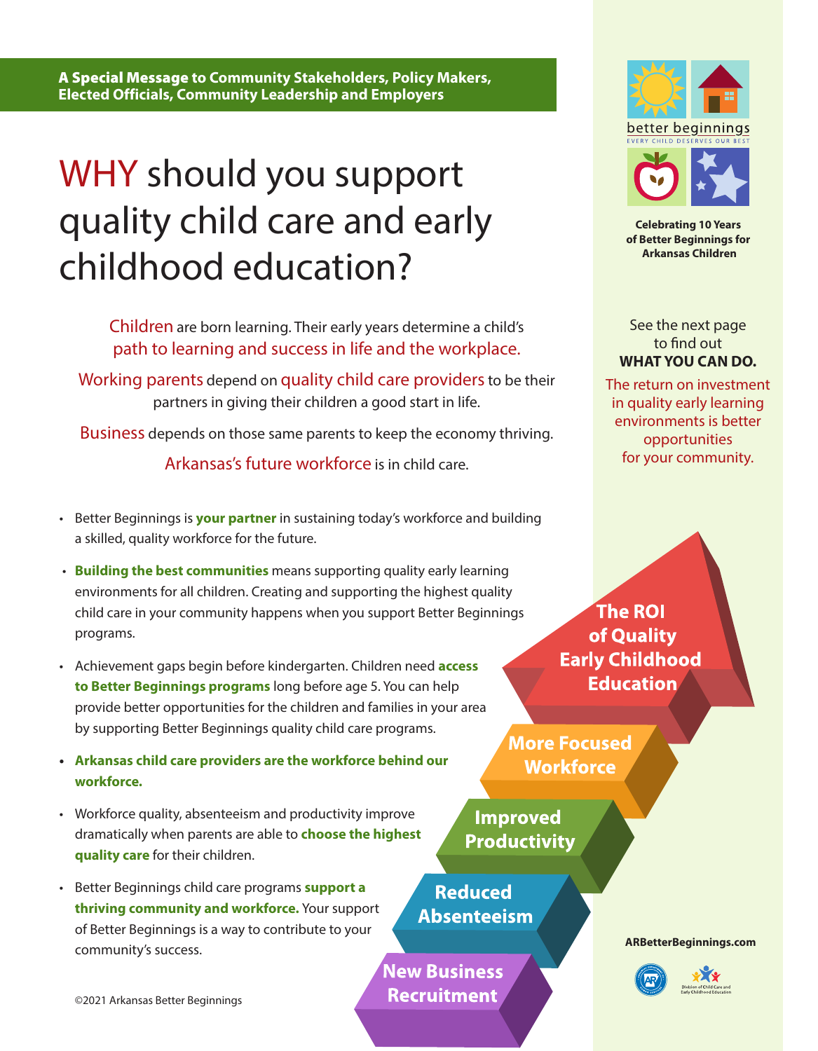**A Special Message to Community Stakeholders, Policy Makers, Elected Officials, Community Leadership and Employers**

# WHY should you support quality child care and early childhood education?

Children are born learning. Their early years determine a child's path to learning and success in life and the workplace.

Working parents depend on quality child care providers to be their partners in giving their children a good start in life.

Business depends on those same parents to keep the economy thriving.

Arkansas's future workforce is in child care.

- Better Beginnings is **your partner** in sustaining today's workforce and building a skilled, quality workforce for the future.
- **Building the best communities** means supporting quality early learning environments for all children. Creating and supporting the highest quality child care in your community happens when you support Better Beginnings programs.
- Achievement gaps begin before kindergarten. Children need **access to Better Beginnings programs** long before age 5. You can help provide better opportunities for the children and families in your area by supporting Better Beginnings quality child care programs.
- **Arkansas child care providers are the workforce behind our workforce.**
- Workforce quality, absenteeism and productivity improve dramatically when parents are able to **choose the highest quality care** for their children.
- Better Beginnings child care programs **support a thriving community and workforce.** Your support of Better Beginnings is a way to contribute to your community's success.

better beginnings
EVERY CHILD DESERVES OUR BEST

**Celebrating 10 Years of Better Beginnings for Arkansas Children**

See the next page to find out
**WHAT YOU CAN DO.**

The return on investment in quality early learning environments is better opportunities for your community.

**The ROI of Quality Early Childhood Education**

**More Focused Workforce**

**Improved Productivity**

**Reduced Absenteeism**

**New Business Recruitment**

**ARBetterBeginnings.com**

Division of Child Care and Early Childhood Education

©2021 Arkansas Better Beginnings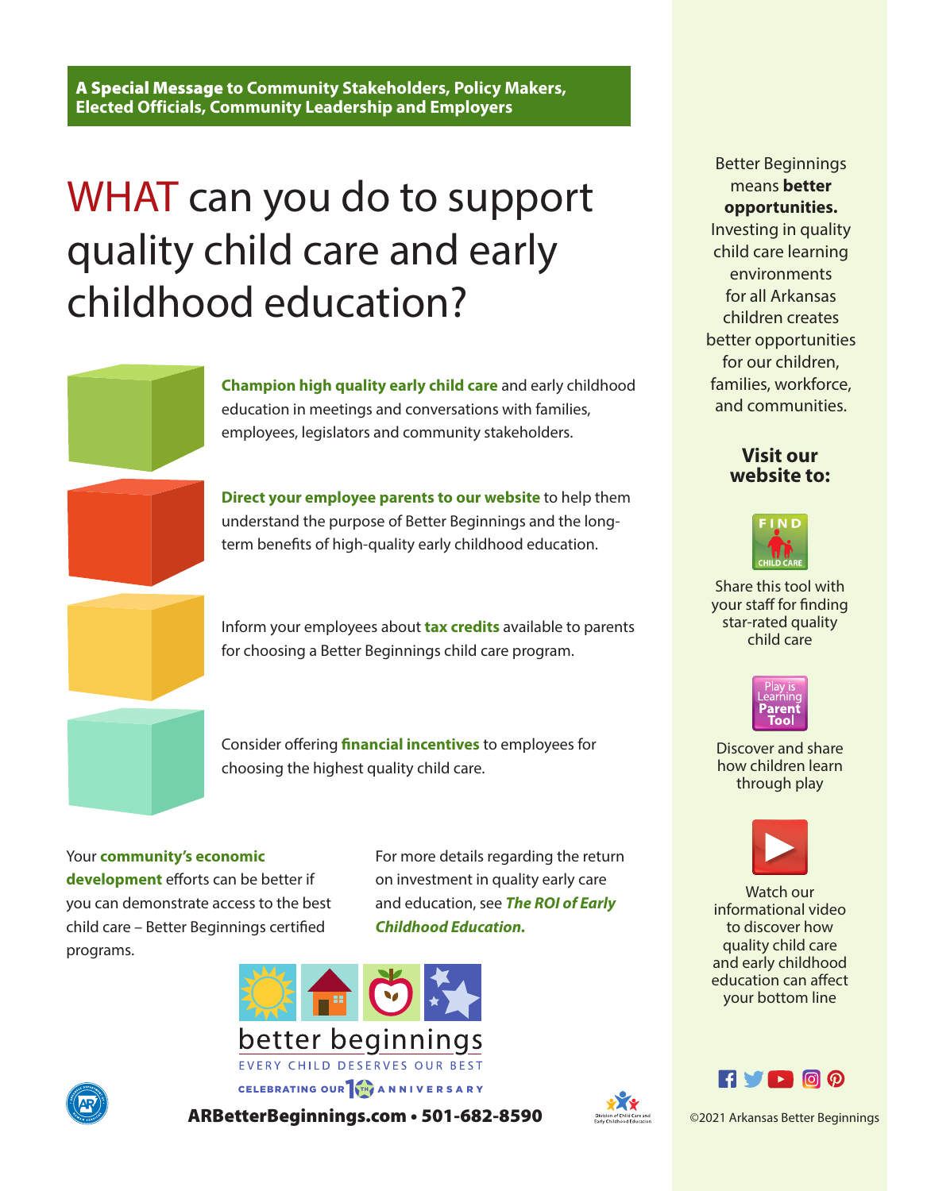**A Special Message to Community Stakeholders, Policy Makers, Elected Officials, Community Leadership and Employers**

# WHAT can you do to support quality child care and early childhood education?

**Champion high quality early child care** and early childhood education in meetings and conversations with families, employees, legislators and community stakeholders.

**Direct your employee parents to our website** to help them understand the purpose of Better Beginnings and the long-term benefits of high-quality early childhood education.

Inform your employees about **tax credits** available to parents for choosing a Better Beginnings child care program.

Consider offering **financial incentives** to employees for choosing the highest quality child care.

Your **community's economic development** efforts can be better if you can demonstrate access to the best child care – Better Beginnings certified programs.

For more details regarding the return on investment in quality early care and education, see ***The ROI of Early Childhood Education.***

better beginnings

EVERY CHILD DESERVES OUR BEST

CELEBRATING OUR 10TH ANNIVERSARY

**ARBetterBeginnings.com • 501-682-8590**

Division of Child Care and Early Childhood Education

Better Beginnings means **better opportunities.** Investing in quality child care learning environments for all Arkansas children creates better opportunities for our children, families, workforce, and communities.

## Visit our website to:

FIND CHILD CARE

Share this tool with your staff for finding star-rated quality child care

Play is Learning Parent Tool

Discover and share how children learn through play

Watch our informational video to discover how quality child care and early childhood education can affect your bottom line

©2021 Arkansas Better Beginnings